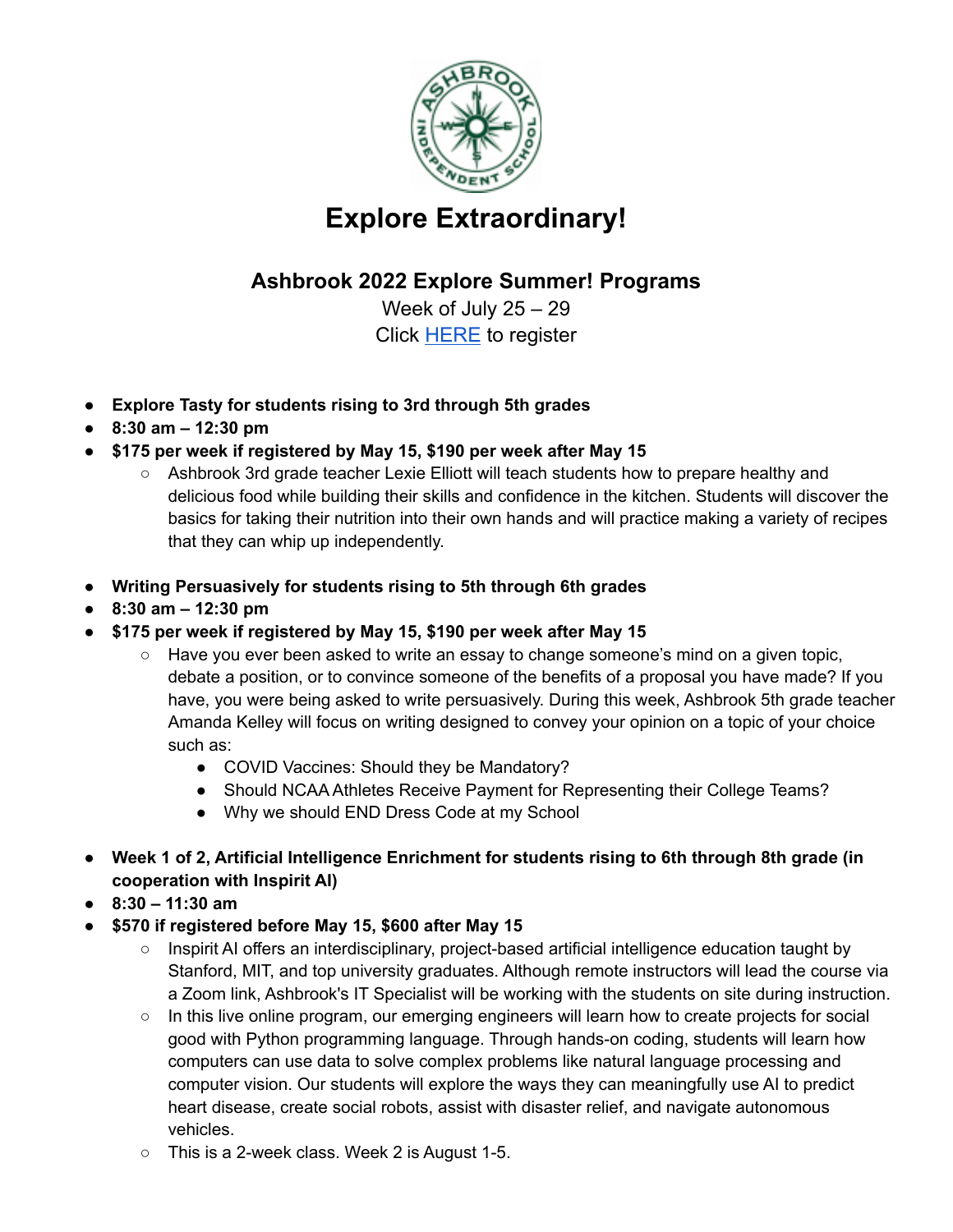# Explore Extraordinary!

## Ashbrook 2022 Explore Summer! Programs

Week of July 25 – 29

Click HERE to register

- **Explore Tasty for students rising to 3rd through 5th grades**
- **8:30 am – 12:30 pm**
- **$175 per week if registered by May 15, $190 per week after May 15**
  - Ashbrook 3rd grade teacher Lexie Elliott will teach students how to prepare healthy and delicious food while building their skills and confidence in the kitchen. Students will discover the basics for taking their nutrition into their own hands and will practice making a variety of recipes that they can whip up independently.

- **Writing Persuasively for students rising to 5th through 6th grades**
- **8:30 am – 12:30 pm**
- **$175 per week if registered by May 15, $190 per week after May 15**
  - Have you ever been asked to write an essay to change someone's mind on a given topic, debate a position, or to convince someone of the benefits of a proposal you have made? If you have, you were being asked to write persuasively. During this week, Ashbrook 5th grade teacher Amanda Kelley will focus on writing designed to convey your opinion on a topic of your choice such as:
    - COVID Vaccines: Should they be Mandatory?
    - Should NCAA Athletes Receive Payment for Representing their College Teams?
    - Why we should END Dress Code at my School

- **Week 1 of 2, Artificial Intelligence Enrichment for students rising to 6th through 8th grade (in cooperation with Inspirit AI)**
- **8:30 – 11:30 am**
- **$570 if registered before May 15, $600 after May 15**
  - Inspirit AI offers an interdisciplinary, project-based artificial intelligence education taught by Stanford, MIT, and top university graduates. Although remote instructors will lead the course via a Zoom link, Ashbrook's IT Specialist will be working with the students on site during instruction.
  - In this live online program, our emerging engineers will learn how to create projects for social good with Python programming language. Through hands-on coding, students will learn how computers can use data to solve complex problems like natural language processing and computer vision. Our students will explore the ways they can meaningfully use AI to predict heart disease, create social robots, assist with disaster relief, and navigate autonomous vehicles.
  - This is a 2-week class. Week 2 is August 1-5.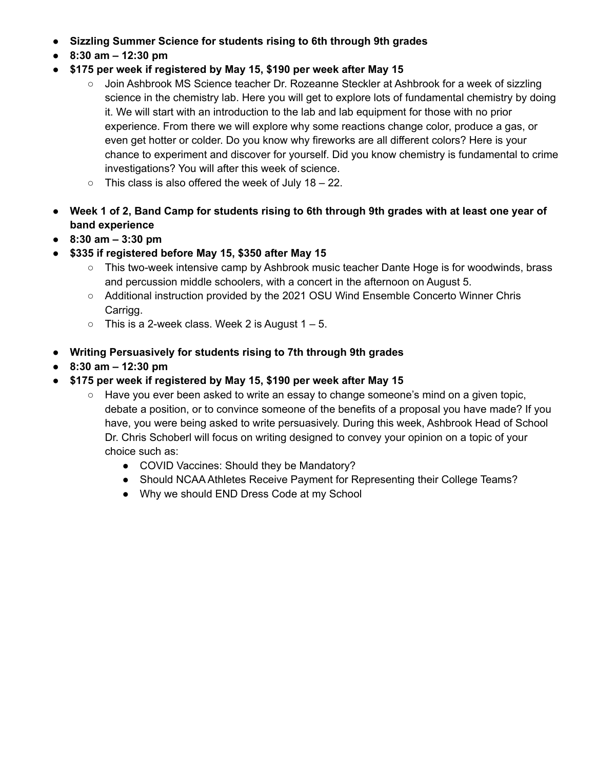- **Sizzling Summer Science for students rising to 6th through 9th grades**
- **8:30 am – 12:30 pm**
- **$175 per week if registered by May 15, $190 per week after May 15**
  - Join Ashbrook MS Science teacher Dr. Rozeanne Steckler at Ashbrook for a week of sizzling science in the chemistry lab. Here you will get to explore lots of fundamental chemistry by doing it. We will start with an introduction to the lab and lab equipment for those with no prior experience. From there we will explore why some reactions change color, produce a gas, or even get hotter or colder. Do you know why fireworks are all different colors? Here is your chance to experiment and discover for yourself. Did you know chemistry is fundamental to crime investigations? You will after this week of science.
  - This class is also offered the week of July 18 – 22.

- **Week 1 of 2, Band Camp for students rising to 6th through 9th grades with at least one year of band experience**
- **8:30 am – 3:30 pm**
- **$335 if registered before May 15, $350 after May 15**
  - This two-week intensive camp by Ashbrook music teacher Dante Hoge is for woodwinds, brass and percussion middle schoolers, with a concert in the afternoon on August 5.
  - Additional instruction provided by the 2021 OSU Wind Ensemble Concerto Winner Chris Carrigg.
  - This is a 2-week class. Week 2 is August 1 – 5.

- **Writing Persuasively for students rising to 7th through 9th grades**
- **8:30 am – 12:30 pm**
- **$175 per week if registered by May 15, $190 per week after May 15**
  - Have you ever been asked to write an essay to change someone's mind on a given topic, debate a position, or to convince someone of the benefits of a proposal you have made? If you have, you were being asked to write persuasively. During this week, Ashbrook Head of School Dr. Chris Schoberl will focus on writing designed to convey your opinion on a topic of your choice such as:
    - COVID Vaccines: Should they be Mandatory?
    - Should NCAA Athletes Receive Payment for Representing their College Teams?
    - Why we should END Dress Code at my School